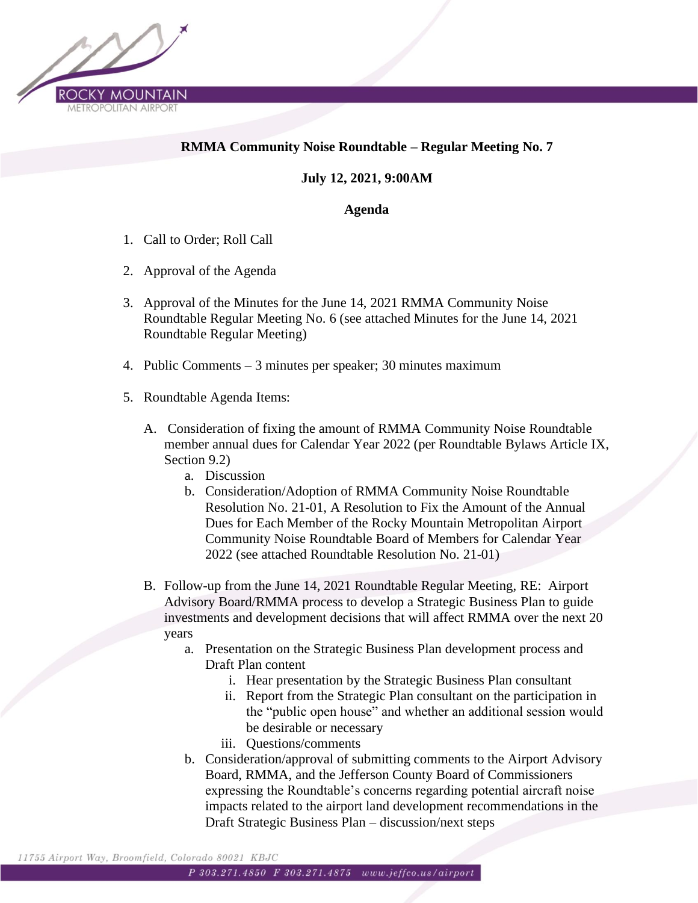ROCKY MOUNTAIN
METROPOLITAN AIRPORT

**RMMA Community Noise Roundtable – Regular Meeting No. 7**

**July 12, 2021, 9:00AM**

**Agenda**

1. Call to Order; Roll Call

2. Approval of the Agenda

3. Approval of the Minutes for the June 14, 2021 RMMA Community Noise Roundtable Regular Meeting No. 6 (see attached Minutes for the June 14, 2021 Roundtable Regular Meeting)

4. Public Comments – 3 minutes per speaker; 30 minutes maximum

5. Roundtable Agenda Items:

   A. Consideration of fixing the amount of RMMA Community Noise Roundtable member annual dues for Calendar Year 2022 (per Roundtable Bylaws Article IX, Section 9.2)
      a. Discussion
      b. Consideration/Adoption of RMMA Community Noise Roundtable Resolution No. 21-01, A Resolution to Fix the Amount of the Annual Dues for Each Member of the Rocky Mountain Metropolitan Airport Community Noise Roundtable Board of Members for Calendar Year 2022 (see attached Roundtable Resolution No. 21-01)

   B. Follow-up from the June 14, 2021 Roundtable Regular Meeting, RE: Airport Advisory Board/RMMA process to develop a Strategic Business Plan to guide investments and development decisions that will affect RMMA over the next 20 years
      a. Presentation on the Strategic Business Plan development process and Draft Plan content
         i. Hear presentation by the Strategic Business Plan consultant
         ii. Report from the Strategic Plan consultant on the participation in the "public open house" and whether an additional session would be desirable or necessary
         iii. Questions/comments
      b. Consideration/approval of submitting comments to the Airport Advisory Board, RMMA, and the Jefferson County Board of Commissioners expressing the Roundtable's concerns regarding potential aircraft noise impacts related to the airport land development recommendations in the Draft Strategic Business Plan – discussion/next steps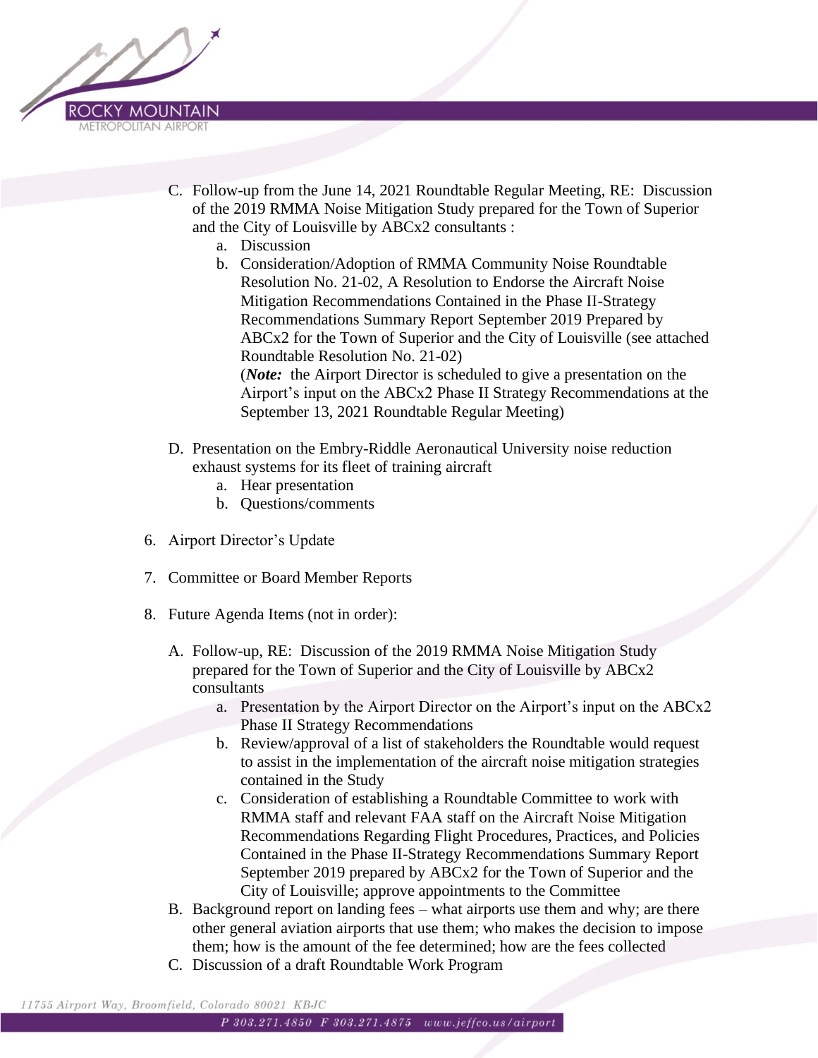C. Follow-up from the June 14, 2021 Roundtable Regular Meeting, RE: Discussion of the 2019 RMMA Noise Mitigation Study prepared for the Town of Superior and the City of Louisville by ABCx2 consultants :
   a. Discussion
   b. Consideration/Adoption of RMMA Community Noise Roundtable Resolution No. 21-02, A Resolution to Endorse the Aircraft Noise Mitigation Recommendations Contained in the Phase II-Strategy Recommendations Summary Report September 2019 Prepared by ABCx2 for the Town of Superior and the City of Louisville (see attached Roundtable Resolution No. 21-02)
   (***Note:*** the Airport Director is scheduled to give a presentation on the Airport's input on the ABCx2 Phase II Strategy Recommendations at the September 13, 2021 Roundtable Regular Meeting)

D. Presentation on the Embry-Riddle Aeronautical University noise reduction exhaust systems for its fleet of training aircraft
   a. Hear presentation
   b. Questions/comments

6. Airport Director's Update

7. Committee or Board Member Reports

8. Future Agenda Items (not in order):

   A. Follow-up, RE: Discussion of the 2019 RMMA Noise Mitigation Study prepared for the Town of Superior and the City of Louisville by ABCx2 consultants
      a. Presentation by the Airport Director on the Airport's input on the ABCx2 Phase II Strategy Recommendations
      b. Review/approval of a list of stakeholders the Roundtable would request to assist in the implementation of the aircraft noise mitigation strategies contained in the Study
      c. Consideration of establishing a Roundtable Committee to work with RMMA staff and relevant FAA staff on the Aircraft Noise Mitigation Recommendations Regarding Flight Procedures, Practices, and Policies Contained in the Phase II-Strategy Recommendations Summary Report September 2019 prepared by ABCx2 for the Town of Superior and the City of Louisville; approve appointments to the Committee
   B. Background report on landing fees – what airports use them and why; are there other general aviation airports that use them; who makes the decision to impose them; how is the amount of the fee determined; how are the fees collected
   C. Discussion of a draft Roundtable Work Program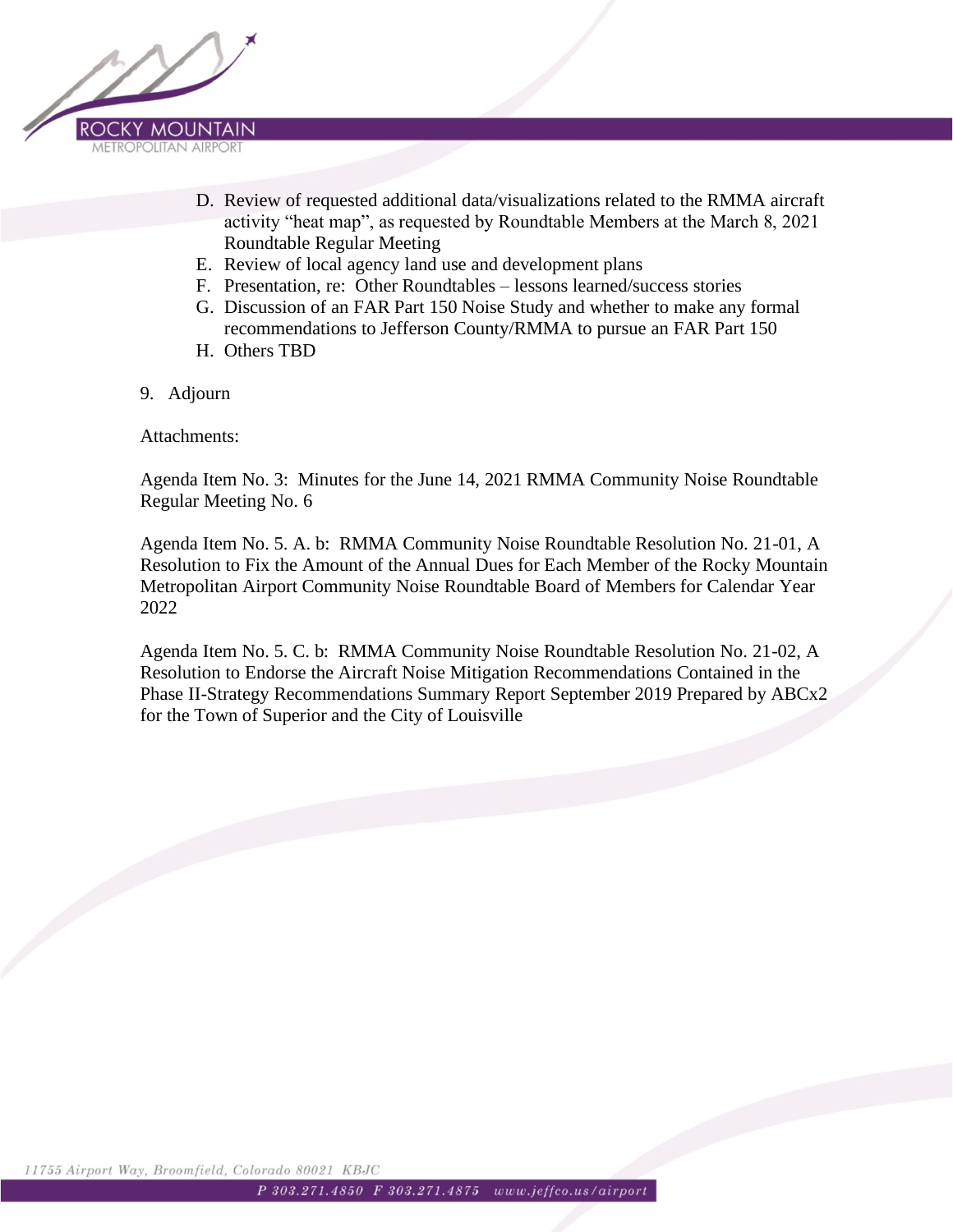D. Review of requested additional data/visualizations related to the RMMA aircraft activity "heat map", as requested by Roundtable Members at the March 8, 2021 Roundtable Regular Meeting
E. Review of local agency land use and development plans
F. Presentation, re: Other Roundtables – lessons learned/success stories
G. Discussion of an FAR Part 150 Noise Study and whether to make any formal recommendations to Jefferson County/RMMA to pursue an FAR Part 150
H. Others TBD

9. Adjourn

Attachments:

Agenda Item No. 3: Minutes for the June 14, 2021 RMMA Community Noise Roundtable Regular Meeting No. 6

Agenda Item No. 5. A. b: RMMA Community Noise Roundtable Resolution No. 21-01, A Resolution to Fix the Amount of the Annual Dues for Each Member of the Rocky Mountain Metropolitan Airport Community Noise Roundtable Board of Members for Calendar Year 2022

Agenda Item No. 5. C. b: RMMA Community Noise Roundtable Resolution No. 21-02, A Resolution to Endorse the Aircraft Noise Mitigation Recommendations Contained in the Phase II-Strategy Recommendations Summary Report September 2019 Prepared by ABCx2 for the Town of Superior and the City of Louisville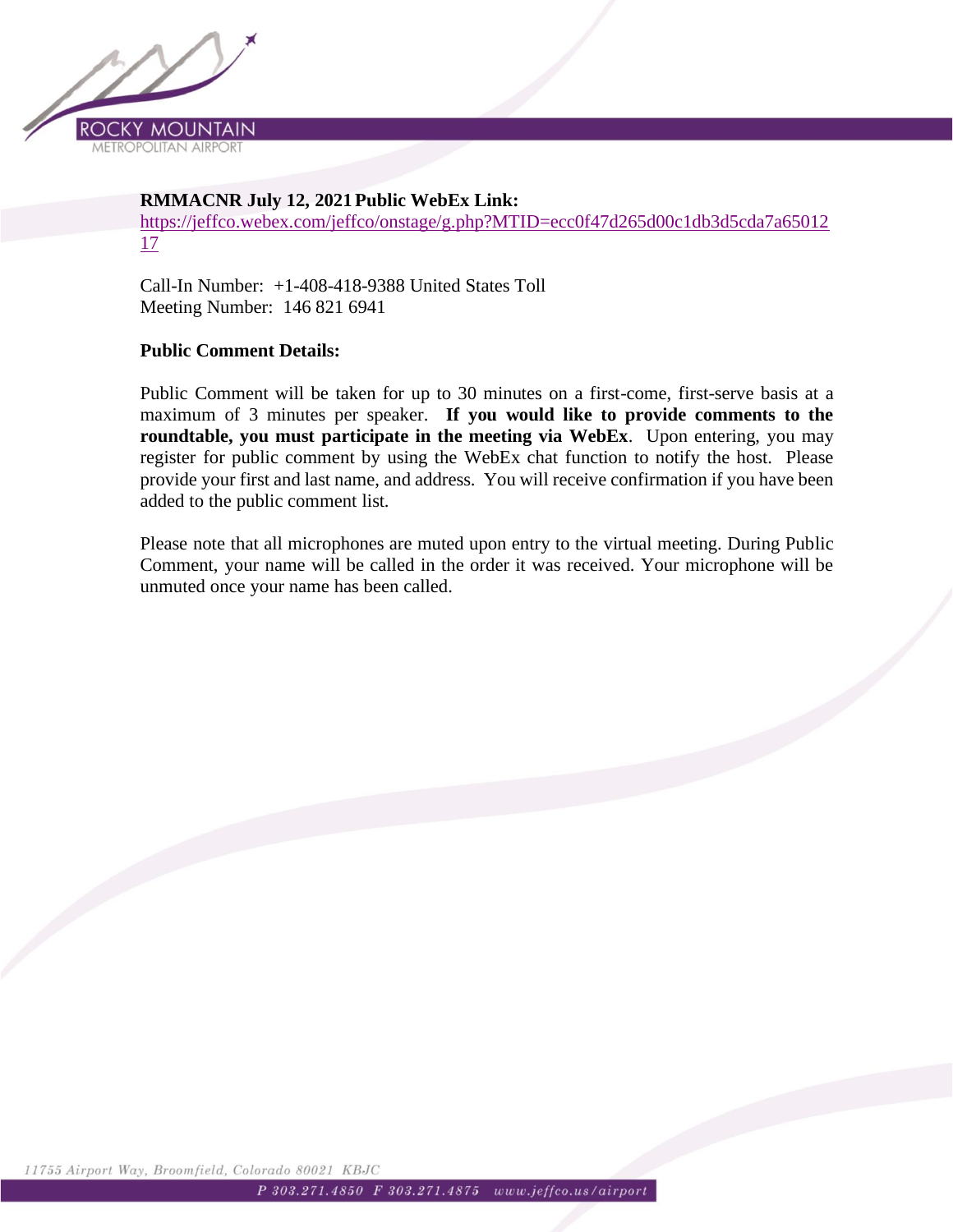**RMMACNR July 12, 2021 Public WebEx Link:**
https://jeffco.webex.com/jeffco/onstage/g.php?MTID=ecc0f47d265d00c1db3d5cda7a6501217

Call-In Number: +1-408-418-9388 United States Toll
Meeting Number: 146 821 6941

**Public Comment Details:**

Public Comment will be taken for up to 30 minutes on a first-come, first-serve basis at a maximum of 3 minutes per speaker. **If you would like to provide comments to the roundtable, you must participate in the meeting via WebEx**. Upon entering, you may register for public comment by using the WebEx chat function to notify the host. Please provide your first and last name, and address. You will receive confirmation if you have been added to the public comment list.

Please note that all microphones are muted upon entry to the virtual meeting. During Public Comment, your name will be called in the order it was received. Your microphone will be unmuted once your name has been called.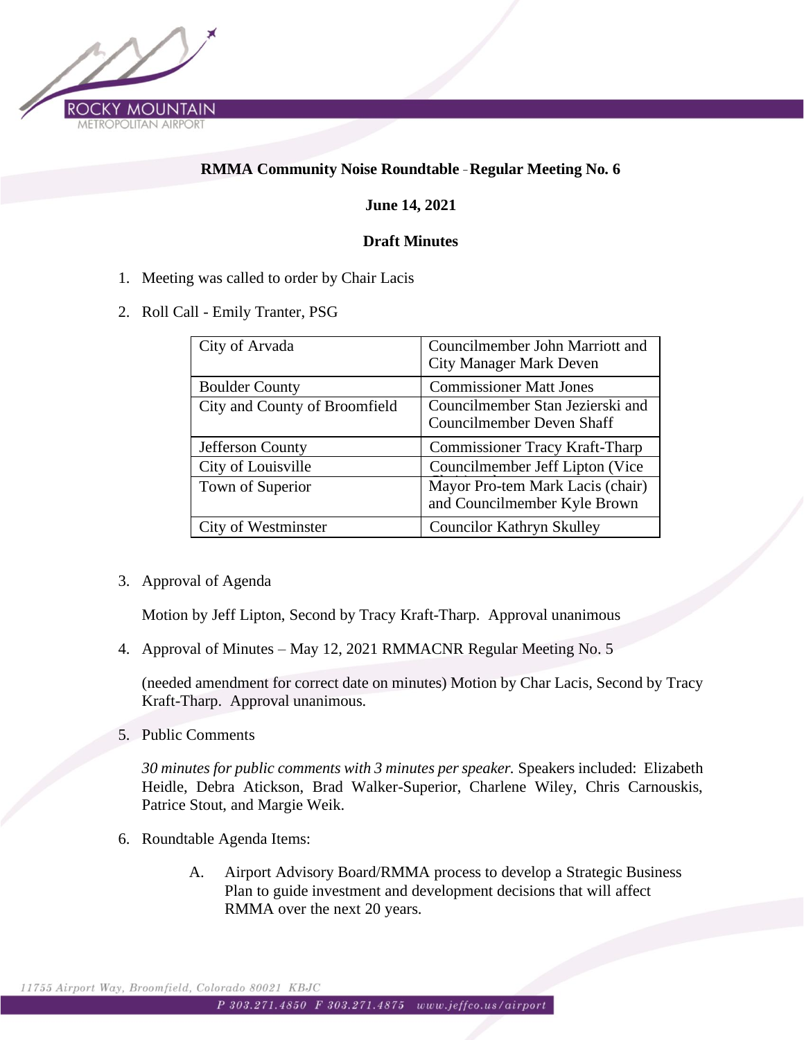**RMMA Community Noise Roundtable - Regular Meeting No. 6**

**June 14, 2021**

**Draft Minutes**

1. Meeting was called to order by Chair Lacis

2. Roll Call - Emily Tranter, PSG

| City of Arvada | Councilmember John Marriott and City Manager Mark Deven |
|---|---|
| Boulder County | Commissioner Matt Jones |
| City and County of Broomfield | Councilmember Stan Jezierski and Councilmember Deven Shaff |
| Jefferson County | Commissioner Tracy Kraft-Tharp |
| City of Louisville | Councilmember Jeff Lipton (Vice |
| Town of Superior | Mayor Pro-tem Mark Lacis (chair) and Councilmember Kyle Brown |
| City of Westminster | Councilor Kathryn Skulley |

3. Approval of Agenda

   Motion by Jeff Lipton, Second by Tracy Kraft-Tharp. Approval unanimous

4. Approval of Minutes – May 12, 2021 RMMACNR Regular Meeting No. 5

   (needed amendment for correct date on minutes) Motion by Char Lacis, Second by Tracy Kraft-Tharp. Approval unanimous.

5. Public Comments

   *30 minutes for public comments with 3 minutes per speaker.* Speakers included: Elizabeth Heidle, Debra Atickson, Brad Walker-Superior, Charlene Wiley, Chris Carnouskis, Patrice Stout, and Margie Weik.

6. Roundtable Agenda Items:

   A. Airport Advisory Board/RMMA process to develop a Strategic Business Plan to guide investment and development decisions that will affect RMMA over the next 20 years.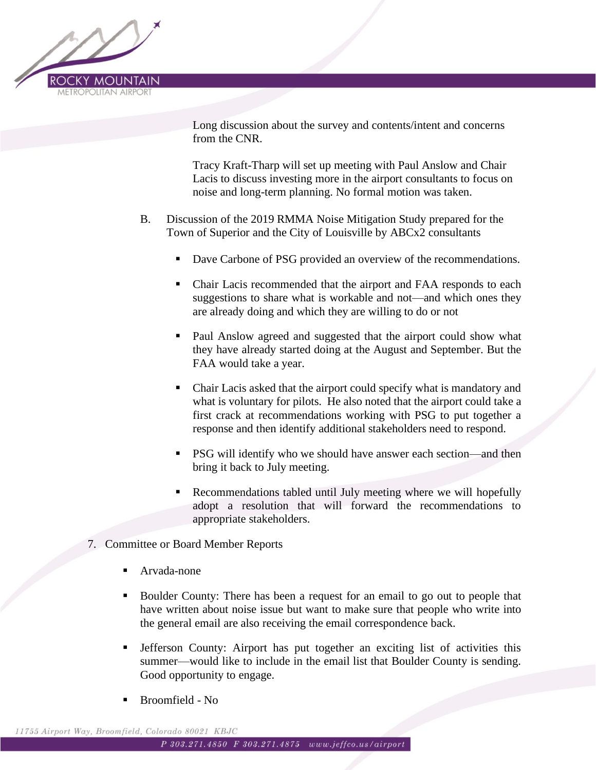Long discussion about the survey and contents/intent and concerns from the CNR.

Tracy Kraft-Tharp will set up meeting with Paul Anslow and Chair Lacis to discuss investing more in the airport consultants to focus on noise and long-term planning. No formal motion was taken.

B. Discussion of the 2019 RMMA Noise Mitigation Study prepared for the Town of Superior and the City of Louisville by ABCx2 consultants

- Dave Carbone of PSG provided an overview of the recommendations.
- Chair Lacis recommended that the airport and FAA responds to each suggestions to share what is workable and not—and which ones they are already doing and which they are willing to do or not
- Paul Anslow agreed and suggested that the airport could show what they have already started doing at the August and September. But the FAA would take a year.
- Chair Lacis asked that the airport could specify what is mandatory and what is voluntary for pilots. He also noted that the airport could take a first crack at recommendations working with PSG to put together a response and then identify additional stakeholders need to respond.
- PSG will identify who we should have answer each section—and then bring it back to July meeting.
- Recommendations tabled until July meeting where we will hopefully adopt a resolution that will forward the recommendations to appropriate stakeholders.

7. Committee or Board Member Reports

- Arvada-none
- Boulder County: There has been a request for an email to go out to people that have written about noise issue but want to make sure that people who write into the general email are also receiving the email correspondence back.
- Jefferson County: Airport has put together an exciting list of activities this summer—would like to include in the email list that Boulder County is sending. Good opportunity to engage.
- Broomfield - No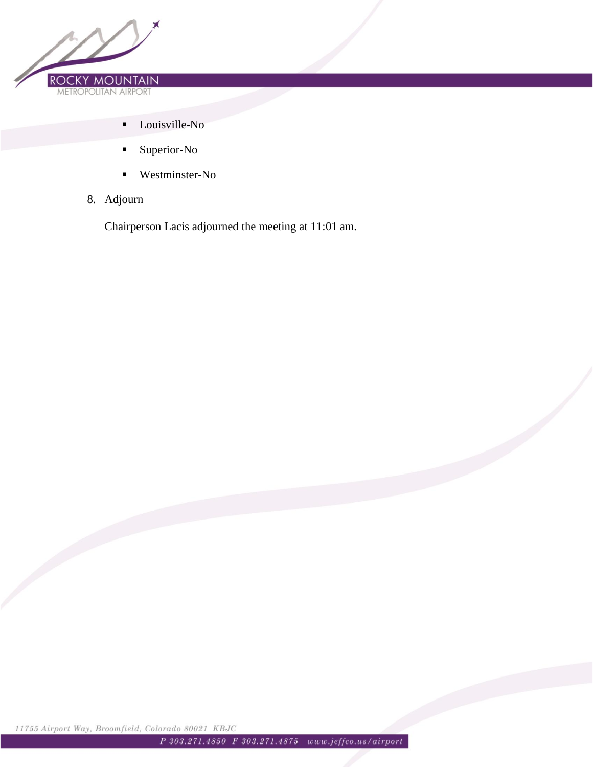- Louisville-No
- Superior-No
- Westminster-No

8. Adjourn

Chairperson Lacis adjourned the meeting at 11:01 am.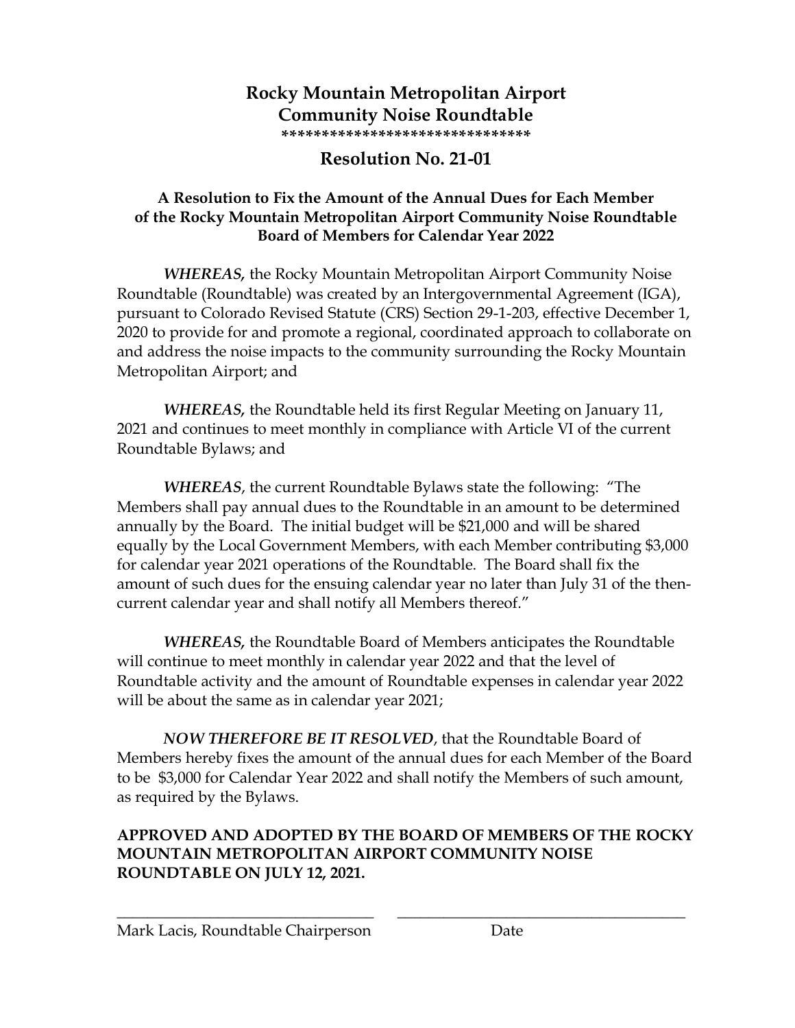# Rocky Mountain Metropolitan Airport
# Community Noise Roundtable

*******************************

## Resolution No. 21-01

### A Resolution to Fix the Amount of the Annual Dues for Each Member of the Rocky Mountain Metropolitan Airport Community Noise Roundtable Board of Members for Calendar Year 2022

***WHEREAS,*** the Rocky Mountain Metropolitan Airport Community Noise Roundtable (Roundtable) was created by an Intergovernmental Agreement (IGA), pursuant to Colorado Revised Statute (CRS) Section 29-1-203, effective December 1, 2020 to provide for and promote a regional, coordinated approach to collaborate on and address the noise impacts to the community surrounding the Rocky Mountain Metropolitan Airport; and

***WHEREAS,*** the Roundtable held its first Regular Meeting on January 11, 2021 and continues to meet monthly in compliance with Article VI of the current Roundtable Bylaws; and

***WHEREAS***, the current Roundtable Bylaws state the following: "The Members shall pay annual dues to the Roundtable in an amount to be determined annually by the Board. The initial budget will be $21,000 and will be shared equally by the Local Government Members, with each Member contributing $3,000 for calendar year 2021 operations of the Roundtable. The Board shall fix the amount of such dues for the ensuing calendar year no later than July 31 of the then-current calendar year and shall notify all Members thereof."

***WHEREAS,*** the Roundtable Board of Members anticipates the Roundtable will continue to meet monthly in calendar year 2022 and that the level of Roundtable activity and the amount of Roundtable expenses in calendar year 2022 will be about the same as in calendar year 2021;

***NOW THEREFORE BE IT RESOLVED***, that the Roundtable Board of Members hereby fixes the amount of the annual dues for each Member of the Board to be $3,000 for Calendar Year 2022 and shall notify the Members of such amount, as required by the Bylaws.

**APPROVED AND ADOPTED BY THE BOARD OF MEMBERS OF THE ROCKY MOUNTAIN METROPOLITAN AIRPORT COMMUNITY NOISE ROUNDTABLE ON JULY 12, 2021.**

_________________________________ _____________________________________

Mark Lacis, Roundtable Chairperson Date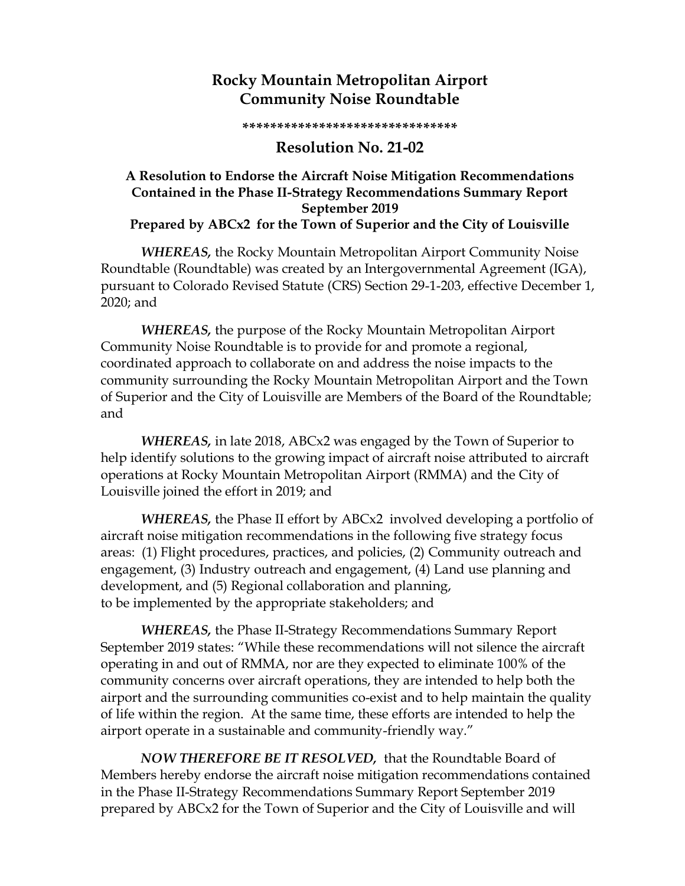# Rocky Mountain Metropolitan Airport Community Noise Roundtable

*******************************

## Resolution No. 21-02

### A Resolution to Endorse the Aircraft Noise Mitigation Recommendations Contained in the Phase II-Strategy Recommendations Summary Report September 2019 Prepared by ABCx2 for the Town of Superior and the City of Louisville

***WHEREAS,*** the Rocky Mountain Metropolitan Airport Community Noise Roundtable (Roundtable) was created by an Intergovernmental Agreement (IGA), pursuant to Colorado Revised Statute (CRS) Section 29-1-203, effective December 1, 2020; and

***WHEREAS,*** the purpose of the Rocky Mountain Metropolitan Airport Community Noise Roundtable is to provide for and promote a regional, coordinated approach to collaborate on and address the noise impacts to the community surrounding the Rocky Mountain Metropolitan Airport and the Town of Superior and the City of Louisville are Members of the Board of the Roundtable; and

***WHEREAS,*** in late 2018, ABCx2 was engaged by the Town of Superior to help identify solutions to the growing impact of aircraft noise attributed to aircraft operations at Rocky Mountain Metropolitan Airport (RMMA) and the City of Louisville joined the effort in 2019; and

***WHEREAS,*** the Phase II effort by ABCx2 involved developing a portfolio of aircraft noise mitigation recommendations in the following five strategy focus areas: (1) Flight procedures, practices, and policies, (2) Community outreach and engagement, (3) Industry outreach and engagement, (4) Land use planning and development, and (5) Regional collaboration and planning, to be implemented by the appropriate stakeholders; and

***WHEREAS,*** the Phase II-Strategy Recommendations Summary Report September 2019 states: "While these recommendations will not silence the aircraft operating in and out of RMMA, nor are they expected to eliminate 100% of the community concerns over aircraft operations, they are intended to help both the airport and the surrounding communities co-exist and to help maintain the quality of life within the region. At the same time, these efforts are intended to help the airport operate in a sustainable and community-friendly way."

***NOW THEREFORE BE IT RESOLVED,*** that the Roundtable Board of Members hereby endorse the aircraft noise mitigation recommendations contained in the Phase II-Strategy Recommendations Summary Report September 2019 prepared by ABCx2 for the Town of Superior and the City of Louisville and will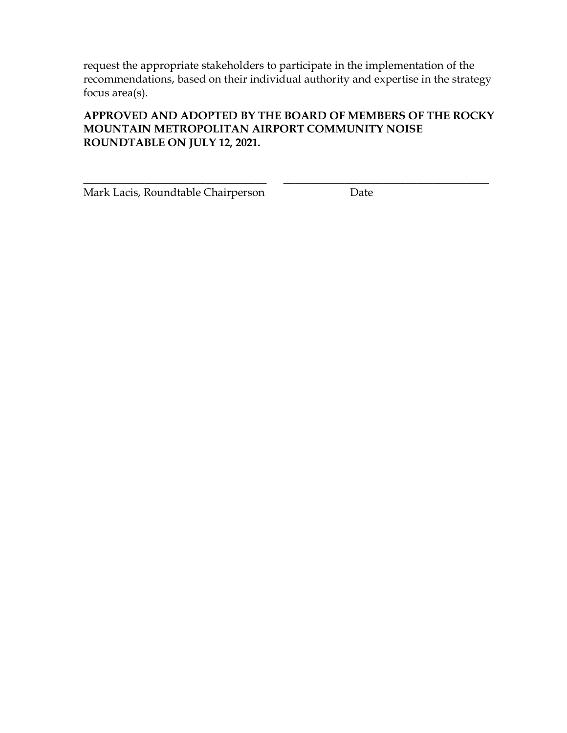request the appropriate stakeholders to participate in the implementation of the recommendations, based on their individual authority and expertise in the strategy focus area(s).

**APPROVED AND ADOPTED BY THE BOARD OF MEMBERS OF THE ROCKY MOUNTAIN METROPOLITAN AIRPORT COMMUNITY NOISE ROUNDTABLE ON JULY 12, 2021.**

| | |
|---|---|
| ________________________________ | ____________________________________ |
| Mark Lacis, Roundtable Chairperson | Date |